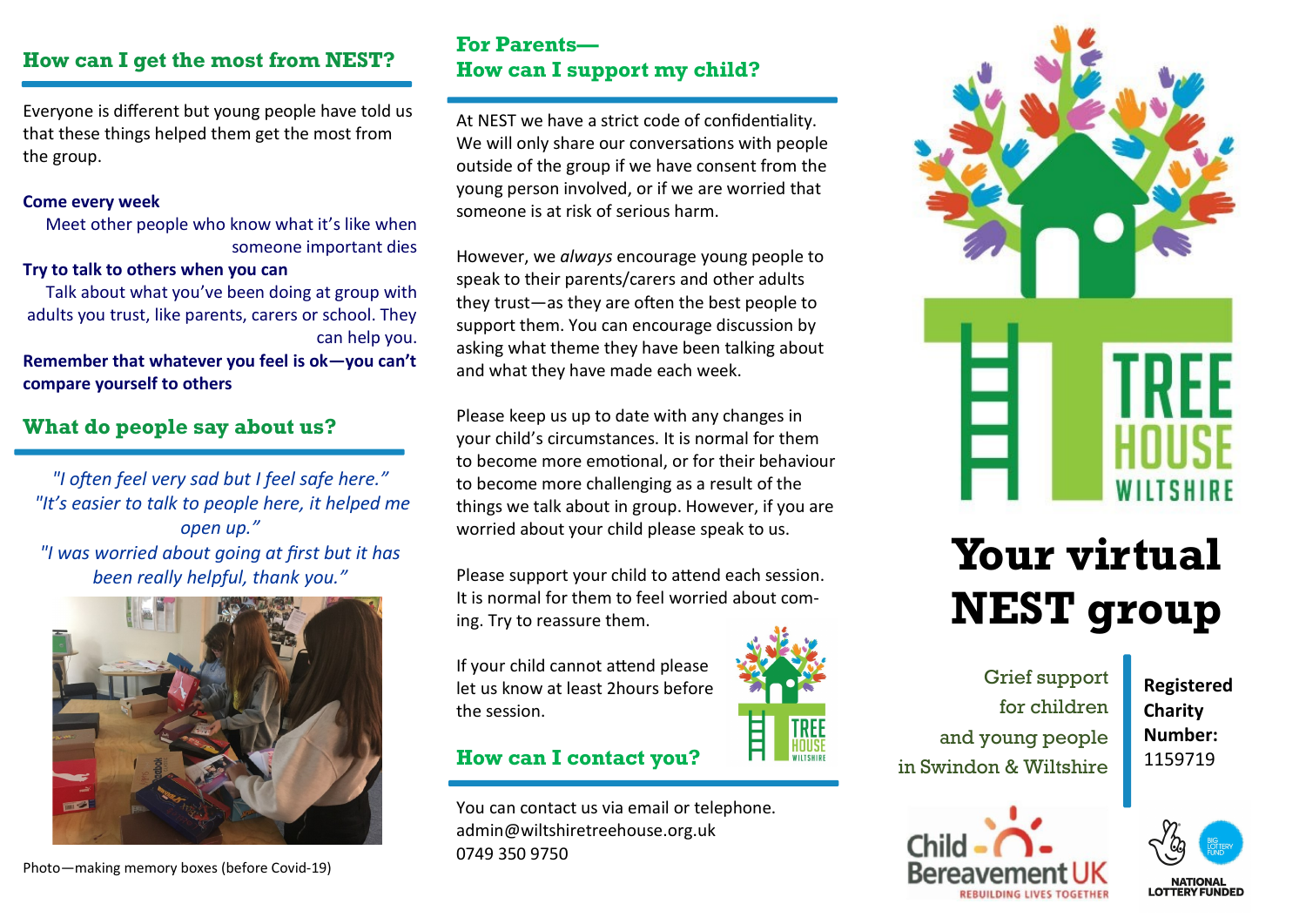## How can I get the most from NEST?

Everyone is different but young people have told us that these things helped them get the most from the group.

**Come every week**

Meet other people who know what it's like when someone important dies

**Try to talk to others when you can**

Talk about what you've been doing at group with adults you trust, like parents, carers or school. They can help you.

**Remember that whatever you feel is ok—you can't compare yourself to others**

## What do people say about us?

*"I often feel very sad but I feel safe here."*
*"It's easier to talk to people here, it helped me open up."*
*"I was worried about going at first but it has been really helpful, thank you."*

Photo—making memory boxes (before Covid-19)

## For Parents— How can I support my child?

At NEST we have a strict code of confidentiality. We will only share our conversations with people outside of the group if we have consent from the young person involved, or if we are worried that someone is at risk of serious harm.

However, we *always* encourage young people to speak to their parents/carers and other adults they trust—as they are often the best people to support them. You can encourage discussion by asking what theme they have been talking about and what they have made each week.

Please keep us up to date with any changes in your child's circumstances. It is normal for them to become more emotional, or for their behaviour to become more challenging as a result of the things we talk about in group. However, if you are worried about your child please speak to us.

Please support your child to attend each session. It is normal for them to feel worried about coming. Try to reassure them.

If your child cannot attend please let us know at least 2hours before the session.

## How can I contact you?

You can contact us via email or telephone.
admin@wiltshiretreehouse.org.uk
0749 350 9750

TREE HOUSE WILTSHIRE

# Your virtual NEST group

Grief support for children and young people in Swindon & Wiltshire

**Registered Charity Number:** 1159719

Child Bereavement UK — REBUILDING LIVES TOGETHER

NATIONAL LOTTERY FUNDED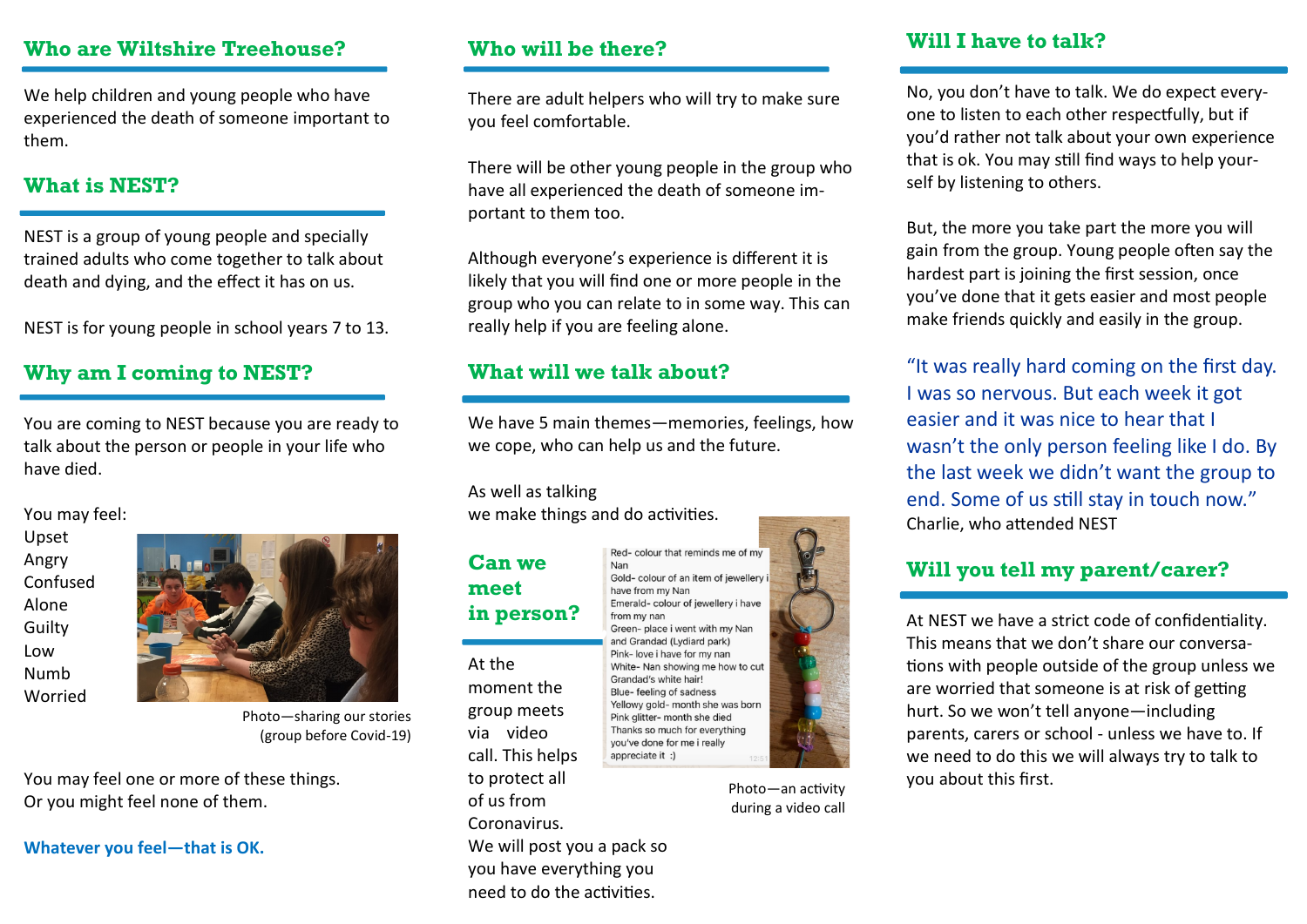## Who are Wiltshire Treehouse?

We help children and young people who have experienced the death of someone important to them.

## What is NEST?

NEST is a group of young people and specially trained adults who come together to talk about death and dying, and the effect it has on us.

NEST is for young people in school years 7 to 13.

## Why am I coming to NEST?

You are coming to NEST because you are ready to talk about the person or people in your life who have died.

You may feel:

Upset
Angry
Confused
Alone
Guilty
Low
Numb
Worried

Photo—sharing our stories (group before Covid-19)

You may feel one or more of these things. Or you might feel none of them.

**Whatever you feel—that is OK.**

## Who will be there?

There are adult helpers who will try to make sure you feel comfortable.

There will be other young people in the group who have all experienced the death of someone important to them too.

Although everyone's experience is different it is likely that you will find one or more people in the group who you can relate to in some way. This can really help if you are feeling alone.

## What will we talk about?

We have 5 main themes—memories, feelings, how we cope, who can help us and the future.

As well as talking we make things and do activities.

## Can we meet in person?

At the moment the group meets via video call. This helps to protect all of us from Coronavirus.

We will post you a pack so you have everything you need to do the activities.

Photo—an activity during a video call

## Will I have to talk?

No, you don't have to talk. We do expect everyone to listen to each other respectfully, but if you'd rather not talk about your own experience that is ok. You may still find ways to help yourself by listening to others.

But, the more you take part the more you will gain from the group. Young people often say the hardest part is joining the first session, once you've done that it gets easier and most people make friends quickly and easily in the group.

"It was really hard coming on the first day. I was so nervous. But each week it got easier and it was nice to hear that I wasn't the only person feeling like I do. By the last week we didn't want the group to end. Some of us still stay in touch now."
Charlie, who attended NEST

## Will you tell my parent/carer?

At NEST we have a strict code of confidentiality. This means that we don't share our conversations with people outside of the group unless we are worried that someone is at risk of getting hurt. So we won't tell anyone—including parents, carers or school - unless we have to. If we need to do this we will always try to talk to you about this first.